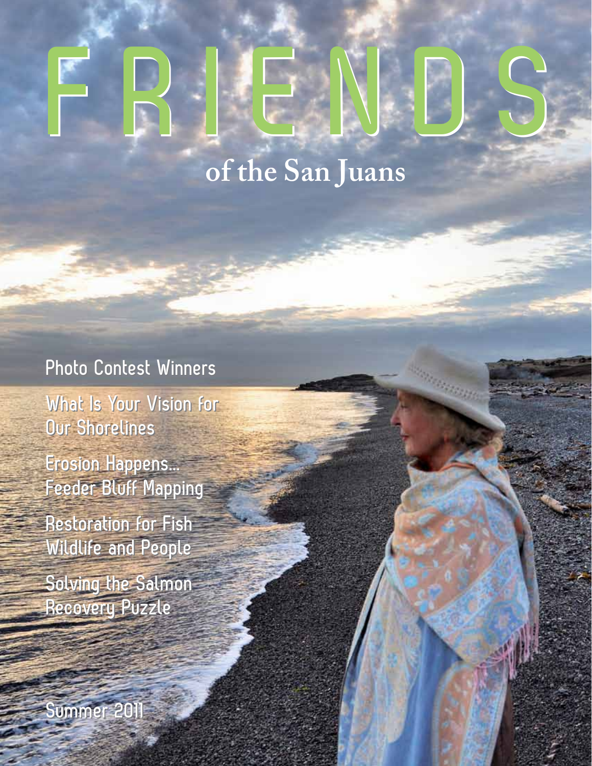# FRIENDS

## of the San Juans

Photo Contest Winners

What Is Your Vision for Our Shorelines

Erosion Happens... Feeder Bluff Mapping

Restoration for Fish Wildlife and People

Solving the Salmon Recovery Puzzle

Summer 2011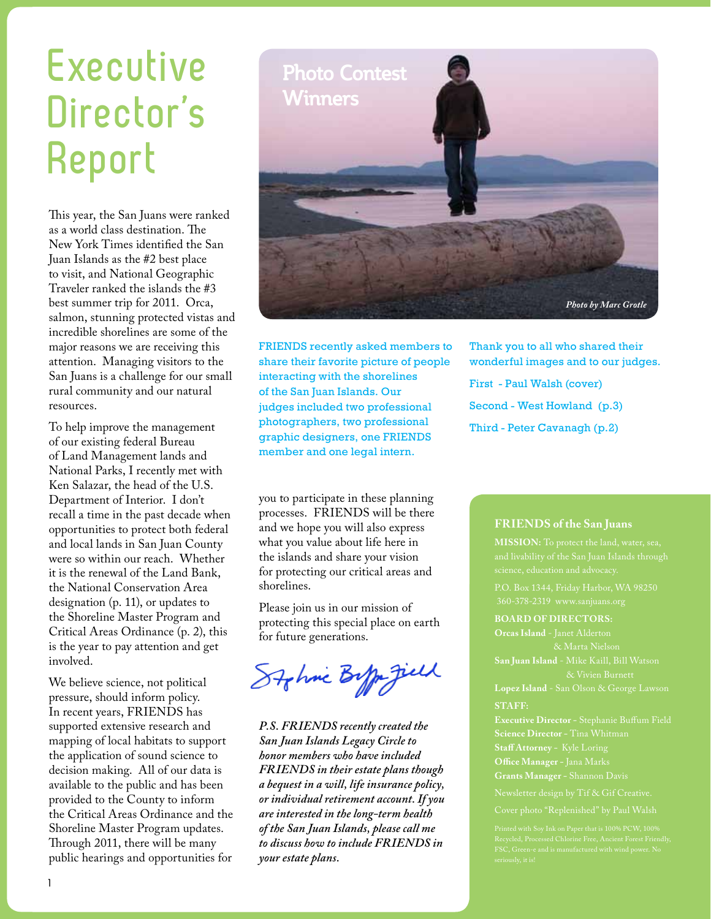# Executive Director's Report

This year, the San Juans were ranked as a world class destination. The New York Times identified the San Juan Islands as the #2 best place to visit, and National Geographic Traveler ranked the islands the #3 best summer trip for 2011. Orca, salmon, stunning protected vistas and incredible shorelines are some of the major reasons we are receiving this attention. Managing visitors to the San Juans is a challenge for our small rural community and our natural resources.

To help improve the management of our existing federal Bureau of Land Management lands and National Parks, I recently met with Ken Salazar, the head of the U.S. Department of Interior. I don't recall a time in the past decade when opportunities to protect both federal and local lands in San Juan County were so within our reach. Whether it is the renewal of the Land Bank, the National Conservation Area designation (p. 11), or updates to the Shoreline Master Program and Critical Areas Ordinance (p. 2), this is the year to pay attention and get involved.

We believe science, not political pressure, should inform policy. In recent years, FRIENDS has supported extensive research and mapping of local habitats to support the application of sound science to decision making. All of our data is available to the public and has been provided to the County to inform the Critical Areas Ordinance and the Shoreline Master Program updates. Through 2011, there will be many public hearings and opportunities for you to participate in these planning processes. FRIENDS will be there and we hope you will also express what you value about life here in the islands and share your vision for protecting our critical areas and shorelines.

Please join us in our mission of protecting this special place on earth for future generations.

Stephanie Buffum Field

*P.S. FRIENDS recently created the San Juan Islands Legacy Circle to honor members who have included FRIENDS in their estate plans though a bequest in a will, life insurance policy, or individual retirement account. If you are interested in the long-term health of the San Juan Islands, please call me to discuss how to include FRIENDS in your estate plans.*

## Photo Contest Winners

*Photo by Marc Grotle*

FRIENDS recently asked members to share their favorite picture of people interacting with the shorelines of the San Juan Islands. Our judges included two professional photographers, two professional graphic designers, one FRIENDS member and one legal intern.

Thank you to all who shared their wonderful images and to our judges.

First - Paul Walsh (cover)

Second - West Howland (p.3)

Third - Peter Cavanagh (p.2)

### FRIENDS of the San Juans

**MISSION:** To protect the land, water, sea, and livability of the San Juan Islands through science, education and advocacy.

P.O. Box 1344, Friday Harbor, WA 98250
360-378-2319 www.sanjuans.org

**BOARD OF DIRECTORS:**

**Orcas Island** - Janet Alderton & Marta Nielson

**San Juan Island** - Mike Kaill, Bill Watson & Vivien Burnett

**Lopez Island** - San Olson & George Lawson

**STAFF:**

**Executive Director** - Stephanie Buffum Field

**Science Director** - Tina Whitman

**Staff Attorney** - Kyle Loring

**Office Manager** - Jana Marks

**Grants Manager** - Shannon Davis

Newsletter design by Tif & Gif Creative.

Cover photo "Replenished" by Paul Walsh

Printed with Soy Ink on Paper that is 100% PCW, 100% Recycled, Processed Chlorine Free, Ancient Forest Friendly, FSC, Green-e and is manufactured with wind power. No seriously, it is!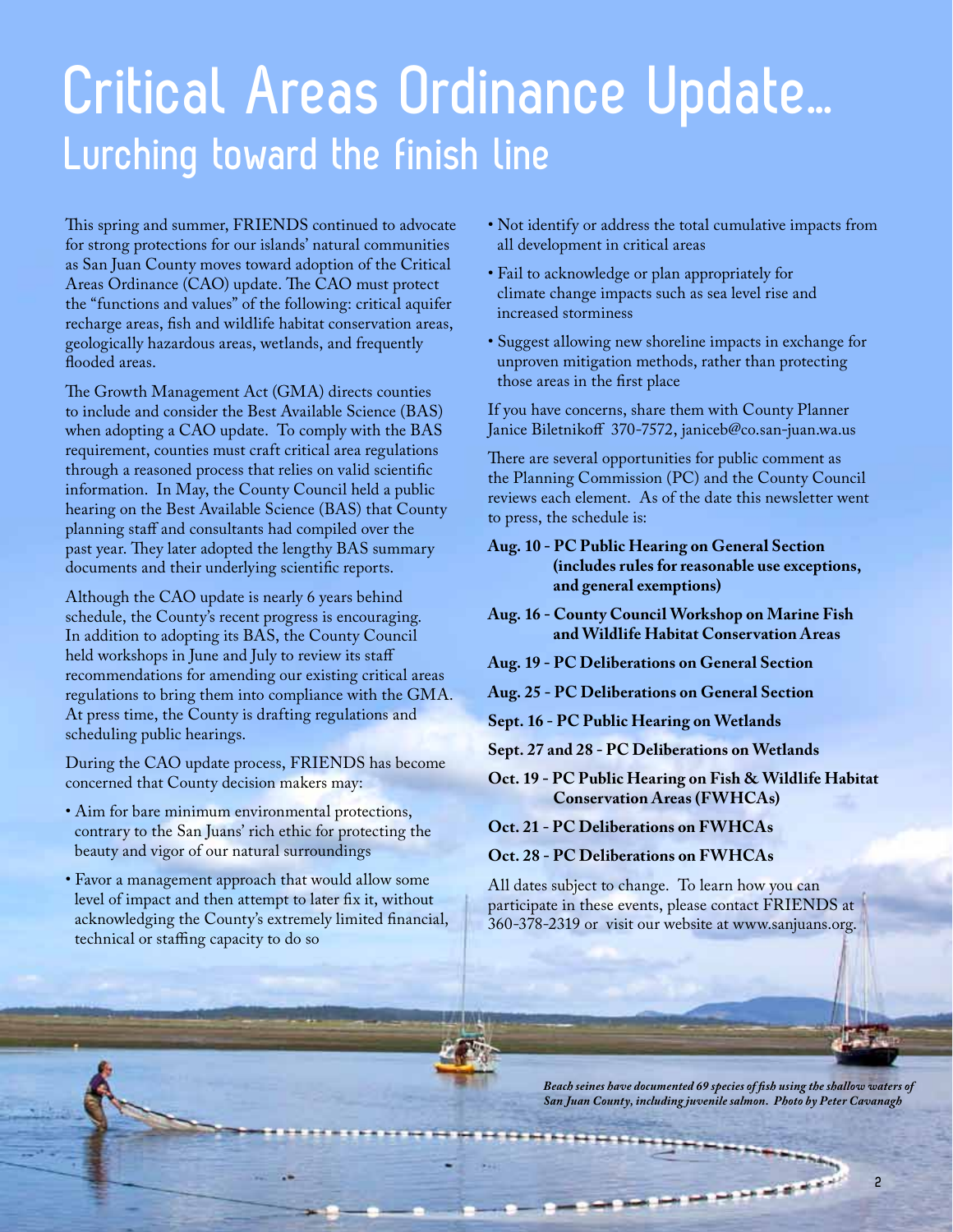# Critical Areas Ordinance Update...

## Lurching toward the finish line

This spring and summer, FRIENDS continued to advocate for strong protections for our islands' natural communities as San Juan County moves toward adoption of the Critical Areas Ordinance (CAO) update. The CAO must protect the "functions and values" of the following: critical aquifer recharge areas, fish and wildlife habitat conservation areas, geologically hazardous areas, wetlands, and frequently flooded areas.

The Growth Management Act (GMA) directs counties to include and consider the Best Available Science (BAS) when adopting a CAO update. To comply with the BAS requirement, counties must craft critical area regulations through a reasoned process that relies on valid scientific information. In May, the County Council held a public hearing on the Best Available Science (BAS) that County planning staff and consultants had compiled over the past year. They later adopted the lengthy BAS summary documents and their underlying scientific reports.

Although the CAO update is nearly 6 years behind schedule, the County's recent progress is encouraging. In addition to adopting its BAS, the County Council held workshops in June and July to review its staff recommendations for amending our existing critical areas regulations to bring them into compliance with the GMA. At press time, the County is drafting regulations and scheduling public hearings.

During the CAO update process, FRIENDS has become concerned that County decision makers may:

- Aim for bare minimum environmental protections, contrary to the San Juans' rich ethic for protecting the beauty and vigor of our natural surroundings
- Favor a management approach that would allow some level of impact and then attempt to later fix it, without acknowledging the County's extremely limited financial, technical or staffing capacity to do so
- Not identify or address the total cumulative impacts from all development in critical areas
- Fail to acknowledge or plan appropriately for climate change impacts such as sea level rise and increased storminess
- Suggest allowing new shoreline impacts in exchange for unproven mitigation methods, rather than protecting those areas in the first place

If you have concerns, share them with County Planner Janice Biletnikoff 370-7572, janiceb@co.san-juan.wa.us

There are several opportunities for public comment as the Planning Commission (PC) and the County Council reviews each element. As of the date this newsletter went to press, the schedule is:

**Aug. 10 - PC Public Hearing on General Section (includes rules for reasonable use exceptions, and general exemptions)**

**Aug. 16 - County Council Workshop on Marine Fish and Wildlife Habitat Conservation Areas**

**Aug. 19 - PC Deliberations on General Section**

**Aug. 25 - PC Deliberations on General Section**

**Sept. 16 - PC Public Hearing on Wetlands**

**Sept. 27 and 28 - PC Deliberations on Wetlands**

**Oct. 19 - PC Public Hearing on Fish & Wildlife Habitat Conservation Areas (FWHCAs)**

**Oct. 21 - PC Deliberations on FWHCAs**

**Oct. 28 - PC Deliberations on FWHCAs**

All dates subject to change. To learn how you can participate in these events, please contact FRIENDS at 360-378-2319 or visit our website at www.sanjuans.org.

*Beach seines have documented 69 species of fish using the shallow waters of San Juan County, including juvenile salmon. Photo by Peter Cavanagh*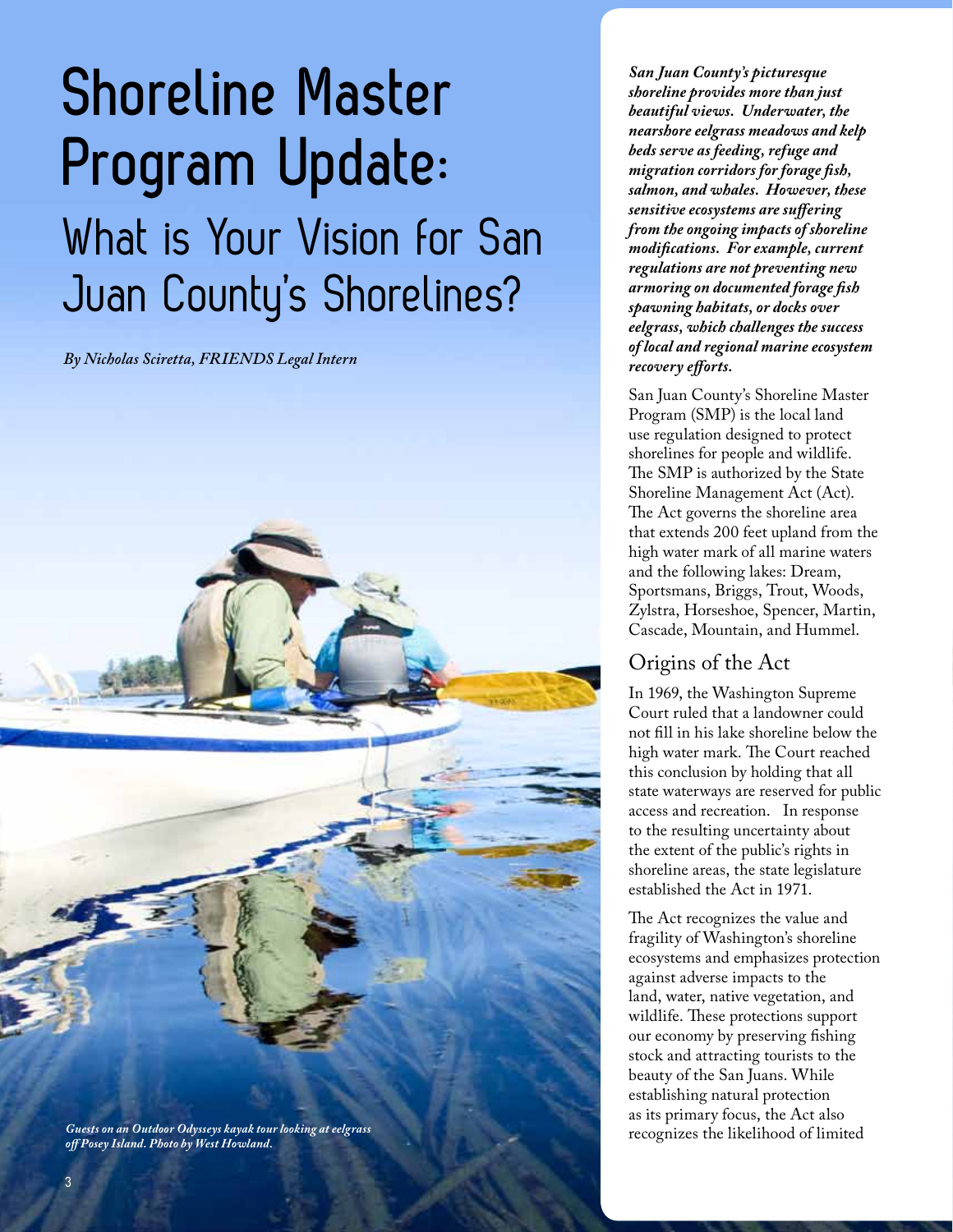# Shoreline Master Program Update:

## What is Your Vision for San Juan County's Shorelines?

*By Nicholas Sciretta, FRIENDS Legal Intern*

*Guests on an Outdoor Odysseys kayak tour looking at eelgrass off Posey Island. Photo by West Howland.*

***San Juan County's picturesque shoreline provides more than just beautiful views. Underwater, the nearshore eelgrass meadows and kelp beds serve as feeding, refuge and migration corridors for forage fish, salmon, and whales. However, these sensitive ecosystems are suffering from the ongoing impacts of shoreline modifications. For example, current regulations are not preventing new armoring on documented forage fish spawning habitats, or docks over eelgrass, which challenges the success of local and regional marine ecosystem recovery efforts.***

San Juan County's Shoreline Master Program (SMP) is the local land use regulation designed to protect shorelines for people and wildlife. The SMP is authorized by the State Shoreline Management Act (Act). The Act governs the shoreline area that extends 200 feet upland from the high water mark of all marine waters and the following lakes: Dream, Sportsmans, Briggs, Trout, Woods, Zylstra, Horseshoe, Spencer, Martin, Cascade, Mountain, and Hummel.

### Origins of the Act

In 1969, the Washington Supreme Court ruled that a landowner could not fill in his lake shoreline below the high water mark. The Court reached this conclusion by holding that all state waterways are reserved for public access and recreation. In response to the resulting uncertainty about the extent of the public's rights in shoreline areas, the state legislature established the Act in 1971.

The Act recognizes the value and fragility of Washington's shoreline ecosystems and emphasizes protection against adverse impacts to the land, water, native vegetation, and wildlife. These protections support our economy by preserving fishing stock and attracting tourists to the beauty of the San Juans. While establishing natural protection as its primary focus, the Act also recognizes the likelihood of limited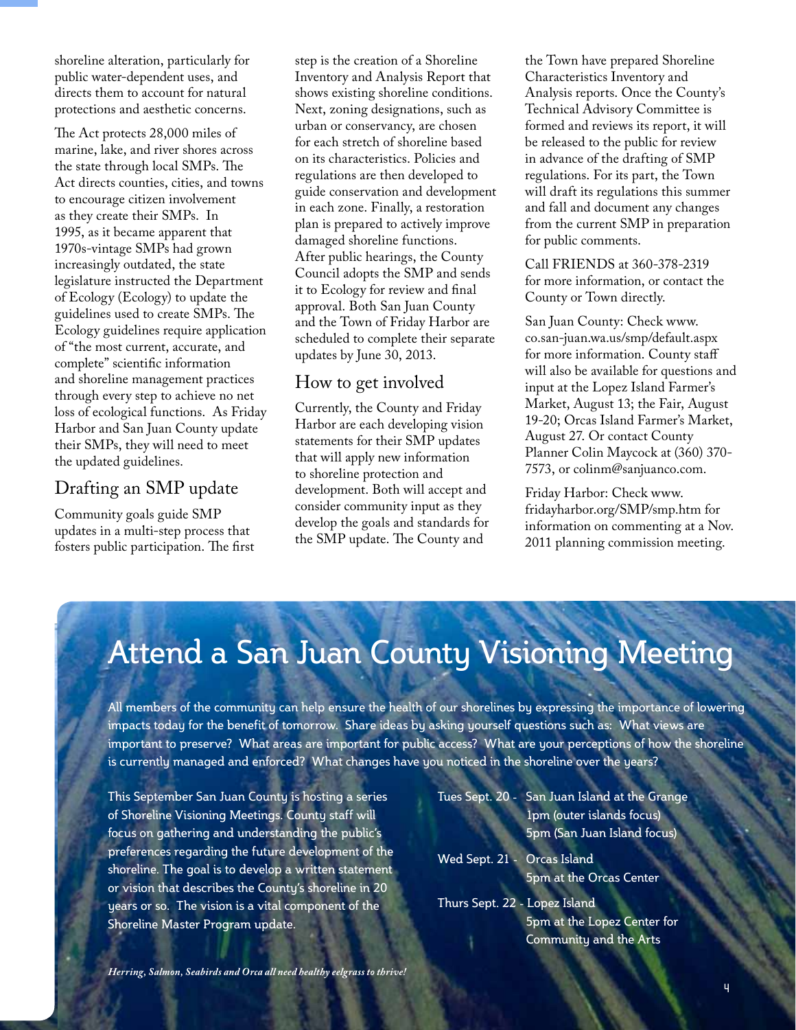shoreline alteration, particularly for public water-dependent uses, and directs them to account for natural protections and aesthetic concerns.

The Act protects 28,000 miles of marine, lake, and river shores across the state through local SMPs. The Act directs counties, cities, and towns to encourage citizen involvement as they create their SMPs. In 1995, as it became apparent that 1970s-vintage SMPs had grown increasingly outdated, the state legislature instructed the Department of Ecology (Ecology) to update the guidelines used to create SMPs. The Ecology guidelines require application of "the most current, accurate, and complete" scientific information and shoreline management practices through every step to achieve no net loss of ecological functions. As Friday Harbor and San Juan County update their SMPs, they will need to meet the updated guidelines.

## Drafting an SMP update

Community goals guide SMP updates in a multi-step process that fosters public participation. The first step is the creation of a Shoreline Inventory and Analysis Report that shows existing shoreline conditions. Next, zoning designations, such as urban or conservancy, are chosen for each stretch of shoreline based on its characteristics. Policies and regulations are then developed to guide conservation and development in each zone. Finally, a restoration plan is prepared to actively improve damaged shoreline functions. After public hearings, the County Council adopts the SMP and sends it to Ecology for review and final approval. Both San Juan County and the Town of Friday Harbor are scheduled to complete their separate updates by June 30, 2013.

## How to get involved

Currently, the County and Friday Harbor are each developing vision statements for their SMP updates that will apply new information to shoreline protection and development. Both will accept and consider community input as they develop the goals and standards for the SMP update. The County and the Town have prepared Shoreline Characteristics Inventory and Analysis reports. Once the County's Technical Advisory Committee is formed and reviews its report, it will be released to the public for review in advance of the drafting of SMP regulations. For its part, the Town will draft its regulations this summer and fall and document any changes from the current SMP in preparation for public comments.

Call FRIENDS at 360-378-2319 for more information, or contact the County or Town directly.

San Juan County: Check www.co.san-juan.wa.us/smp/default.aspx for more information. County staff will also be available for questions and input at the Lopez Island Farmer's Market, August 13; the Fair, August 19-20; Orcas Island Farmer's Market, August 27. Or contact County Planner Colin Maycock at (360) 370-7573, or colinm@sanjuanco.com.

Friday Harbor: Check www.fridayharbor.org/SMP/smp.htm for information on commenting at a Nov. 2011 planning commission meeting.

# Attend a San Juan County Visioning Meeting

All members of the community can help ensure the health of our shorelines by expressing the importance of lowering impacts today for the benefit of tomorrow. Share ideas by asking yourself questions such as: What views are important to preserve? What areas are important for public access? What are your perceptions of how the shoreline is currently managed and enforced? What changes have you noticed in the shoreline over the years?

This September San Juan County is hosting a series of Shoreline Visioning Meetings. County staff will focus on gathering and understanding the public's preferences regarding the future development of the shoreline. The goal is to develop a written statement or vision that describes the County's shoreline in 20 years or so. The vision is a vital component of the Shoreline Master Program update.

Tues Sept. 20 - San Juan Island at the Grange
1pm (outer islands focus)
5pm (San Juan Island focus)

Wed Sept. 21 - Orcas Island
5pm at the Orcas Center

Thurs Sept. 22 - Lopez Island
5pm at the Lopez Center for Community and the Arts

*Herring, Salmon, Seabirds and Orca all need healthy eelgrass to thrive!*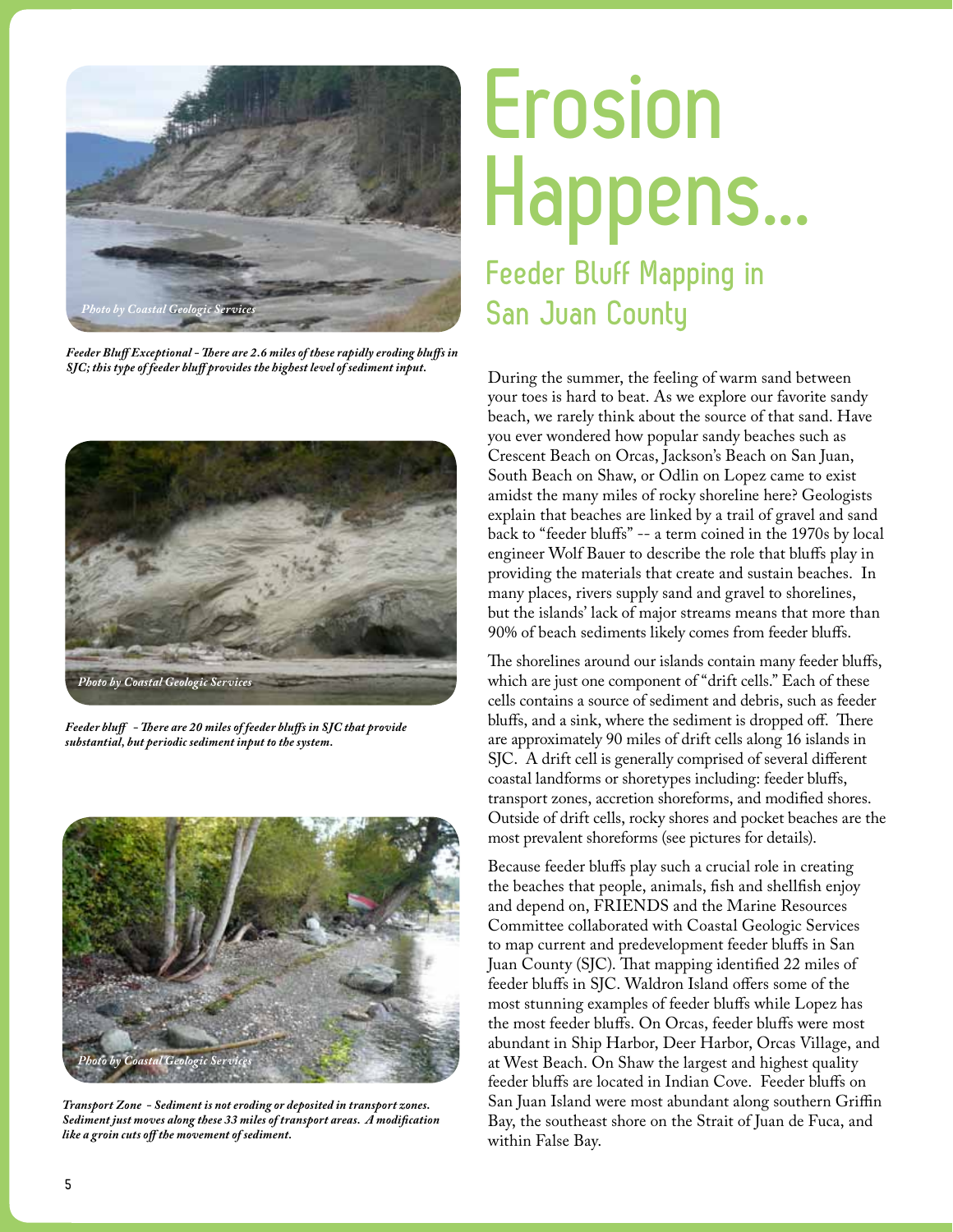# Erosion Happens...

## Feeder Bluff Mapping in San Juan County

During the summer, the feeling of warm sand between your toes is hard to beat. As we explore our favorite sandy beach, we rarely think about the source of that sand. Have you ever wondered how popular sandy beaches such as Crescent Beach on Orcas, Jackson's Beach on San Juan, South Beach on Shaw, or Odlin on Lopez came to exist amidst the many miles of rocky shoreline here? Geologists explain that beaches are linked by a trail of gravel and sand back to "feeder bluffs" -- a term coined in the 1970s by local engineer Wolf Bauer to describe the role that bluffs play in providing the materials that create and sustain beaches. In many places, rivers supply sand and gravel to shorelines, but the islands' lack of major streams means that more than 90% of beach sediments likely comes from feeder bluffs.

The shorelines around our islands contain many feeder bluffs, which are just one component of "drift cells." Each of these cells contains a source of sediment and debris, such as feeder bluffs, and a sink, where the sediment is dropped off. There are approximately 90 miles of drift cells along 16 islands in SJC. A drift cell is generally comprised of several different coastal landforms or shoretypes including: feeder bluffs, transport zones, accretion shoreforms, and modified shores. Outside of drift cells, rocky shores and pocket beaches are the most prevalent shoreforms (see pictures for details).

Because feeder bluffs play such a crucial role in creating the beaches that people, animals, fish and shellfish enjoy and depend on, FRIENDS and the Marine Resources Committee collaborated with Coastal Geologic Services to map current and predevelopment feeder bluffs in San Juan County (SJC). That mapping identified 22 miles of feeder bluffs in SJC. Waldron Island offers some of the most stunning examples of feeder bluffs while Lopez has the most feeder bluffs. On Orcas, feeder bluffs were most abundant in Ship Harbor, Deer Harbor, Orcas Village, and at West Beach. On Shaw the largest and highest quality feeder bluffs are located in Indian Cove. Feeder bluffs on San Juan Island were most abundant along southern Griffin Bay, the southeast shore on the Strait of Juan de Fuca, and within False Bay.

*Photo by Coastal Geologic Services*

***Feeder Bluff Exceptional - There are 2.6 miles of these rapidly eroding bluffs in SJC; this type of feeder bluff provides the highest level of sediment input.***

*Photo by Coastal Geologic Services*

***Feeder bluff - There are 20 miles of feeder bluffs in SJC that provide substantial, but periodic sediment input to the system.***

*Photo by Coastal Geologic Services*

***Transport Zone - Sediment is not eroding or deposited in transport zones. Sediment just moves along these 33 miles of transport areas. A modification like a groin cuts off the movement of sediment.***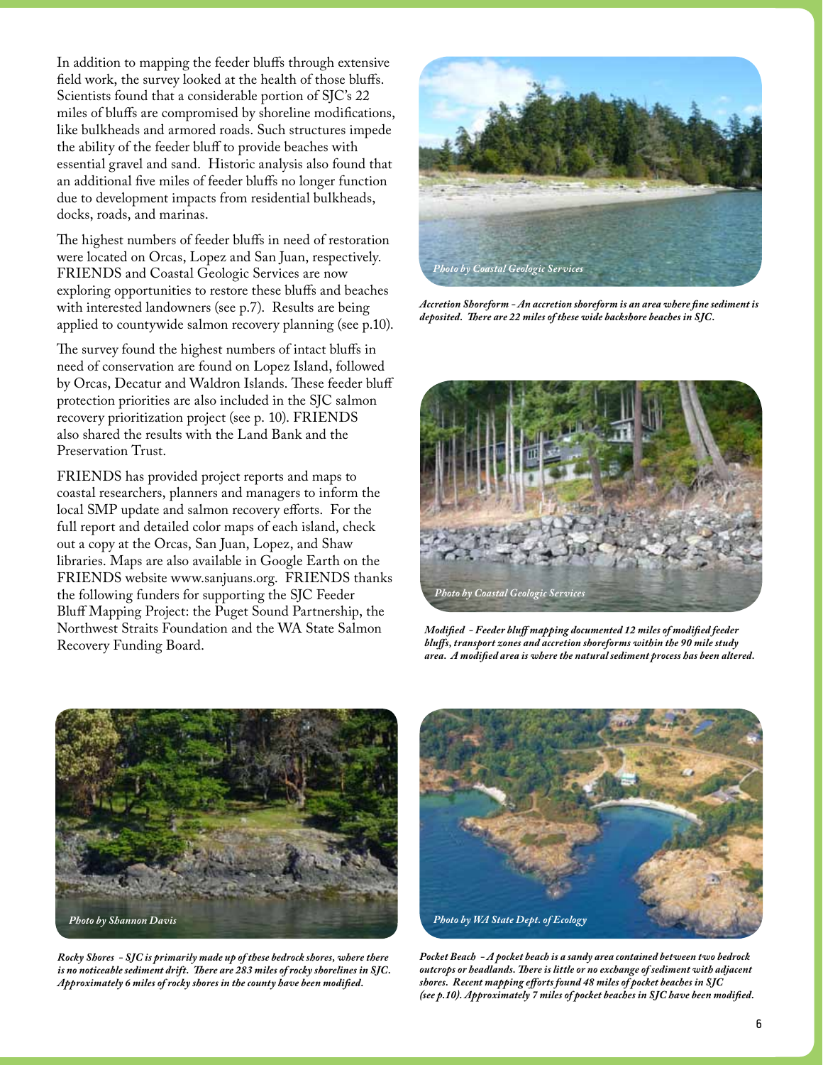In addition to mapping the feeder bluffs through extensive field work, the survey looked at the health of those bluffs. Scientists found that a considerable portion of SJC's 22 miles of bluffs are compromised by shoreline modifications, like bulkheads and armored roads. Such structures impede the ability of the feeder bluff to provide beaches with essential gravel and sand. Historic analysis also found that an additional five miles of feeder bluffs no longer function due to development impacts from residential bulkheads, docks, roads, and marinas.

The highest numbers of feeder bluffs in need of restoration were located on Orcas, Lopez and San Juan, respectively. FRIENDS and Coastal Geologic Services are now exploring opportunities to restore these bluffs and beaches with interested landowners (see p.7). Results are being applied to countywide salmon recovery planning (see p.10).

The survey found the highest numbers of intact bluffs in need of conservation are found on Lopez Island, followed by Orcas, Decatur and Waldron Islands. These feeder bluff protection priorities are also included in the SJC salmon recovery prioritization project (see p. 10). FRIENDS also shared the results with the Land Bank and the Preservation Trust.

FRIENDS has provided project reports and maps to coastal researchers, planners and managers to inform the local SMP update and salmon recovery efforts. For the full report and detailed color maps of each island, check out a copy at the Orcas, San Juan, Lopez, and Shaw libraries. Maps are also available in Google Earth on the FRIENDS website www.sanjuans.org. FRIENDS thanks the following funders for supporting the SJC Feeder Bluff Mapping Project: the Puget Sound Partnership, the Northwest Straits Foundation and the WA State Salmon Recovery Funding Board.

*Photo by Coastal Geologic Services*

***Accretion Shoreform** - An accretion shoreform is an area where fine sediment is deposited. There are 22 miles of these wide backshore beaches in SJC.*

*Photo by Coastal Geologic Services*

***Modified** - Feeder bluff mapping documented 12 miles of modified feeder bluffs, transport zones and accretion shoreforms within the 90 mile study area. A modified area is where the natural sediment process has been altered.*

*Photo by Shannon Davis*

***Rocky Shores** - SJC is primarily made up of these bedrock shores, where there is no noticeable sediment drift. There are 283 miles of rocky shorelines in SJC. Approximately 6 miles of rocky shores in the county have been modified.*

*Photo by WA State Dept. of Ecology*

***Pocket Beach** - A pocket beach is a sandy area contained between two bedrock outcrops or headlands. There is little or no exchange of sediment with adjacent shores. Recent mapping efforts found 48 miles of pocket beaches in SJC (see p.10). Approximately 7 miles of pocket beaches in SJC have been modified.*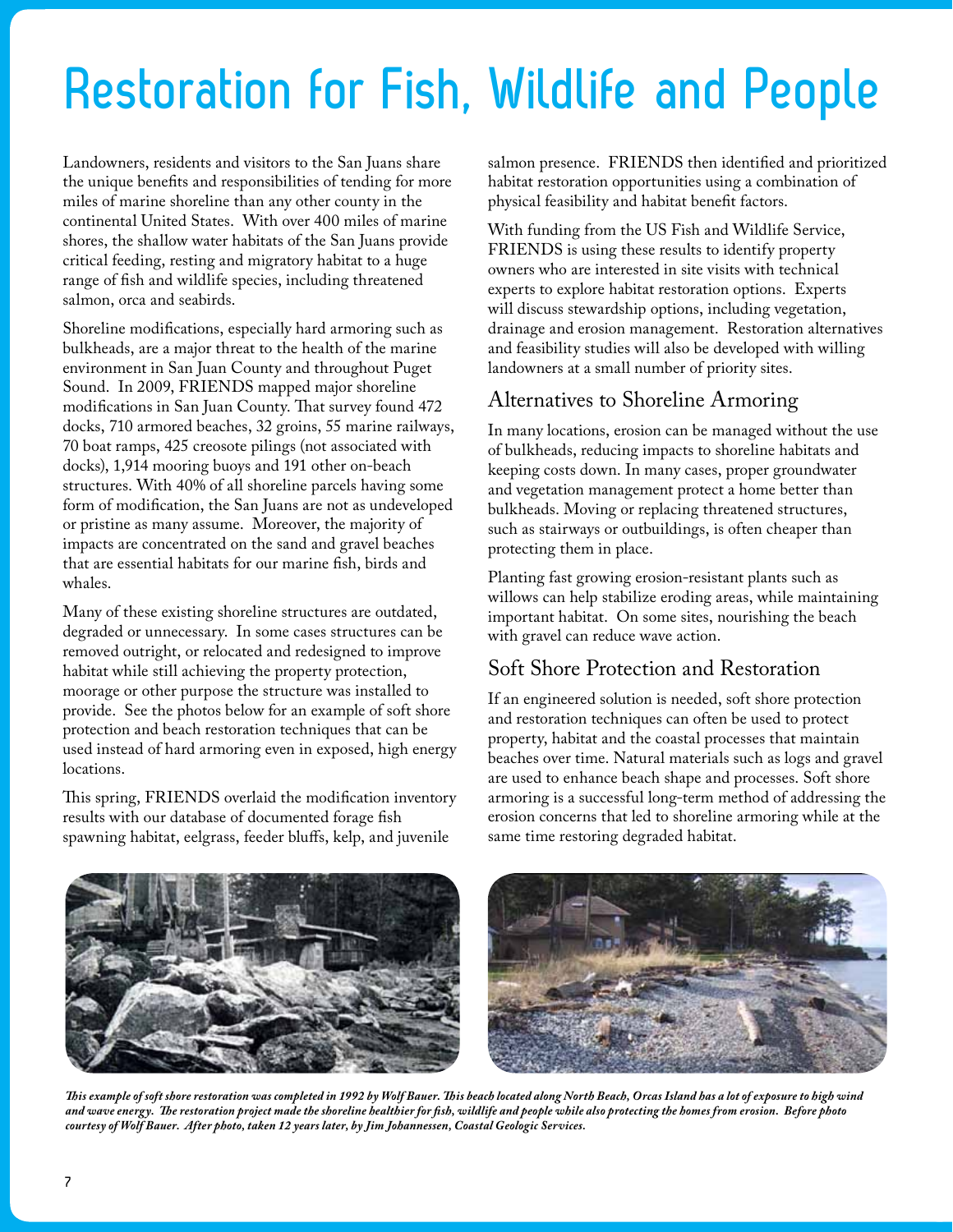# Restoration for Fish, Wildlife and People

Landowners, residents and visitors to the San Juans share the unique benefits and responsibilities of tending for more miles of marine shoreline than any other county in the continental United States. With over 400 miles of marine shores, the shallow water habitats of the San Juans provide critical feeding, resting and migratory habitat to a huge range of fish and wildlife species, including threatened salmon, orca and seabirds.

Shoreline modifications, especially hard armoring such as bulkheads, are a major threat to the health of the marine environment in San Juan County and throughout Puget Sound. In 2009, FRIENDS mapped major shoreline modifications in San Juan County. That survey found 472 docks, 710 armored beaches, 32 groins, 55 marine railways, 70 boat ramps, 425 creosote pilings (not associated with docks), 1,914 mooring buoys and 191 other on-beach structures. With 40% of all shoreline parcels having some form of modification, the San Juans are not as undeveloped or pristine as many assume. Moreover, the majority of impacts are concentrated on the sand and gravel beaches that are essential habitats for our marine fish, birds and whales.

Many of these existing shoreline structures are outdated, degraded or unnecessary. In some cases structures can be removed outright, or relocated and redesigned to improve habitat while still achieving the property protection, moorage or other purpose the structure was installed to provide. See the photos below for an example of soft shore protection and beach restoration techniques that can be used instead of hard armoring even in exposed, high energy locations.

This spring, FRIENDS overlaid the modification inventory results with our database of documented forage fish spawning habitat, eelgrass, feeder bluffs, kelp, and juvenile salmon presence. FRIENDS then identified and prioritized habitat restoration opportunities using a combination of physical feasibility and habitat benefit factors.

With funding from the US Fish and Wildlife Service, FRIENDS is using these results to identify property owners who are interested in site visits with technical experts to explore habitat restoration options. Experts will discuss stewardship options, including vegetation, drainage and erosion management. Restoration alternatives and feasibility studies will also be developed with willing landowners at a small number of priority sites.

## Alternatives to Shoreline Armoring

In many locations, erosion can be managed without the use of bulkheads, reducing impacts to shoreline habitats and keeping costs down. In many cases, proper groundwater and vegetation management protect a home better than bulkheads. Moving or replacing threatened structures, such as stairways or outbuildings, is often cheaper than protecting them in place.

Planting fast growing erosion-resistant plants such as willows can help stabilize eroding areas, while maintaining important habitat. On some sites, nourishing the beach with gravel can reduce wave action.

## Soft Shore Protection and Restoration

If an engineered solution is needed, soft shore protection and restoration techniques can often be used to protect property, habitat and the coastal processes that maintain beaches over time. Natural materials such as logs and gravel are used to enhance beach shape and processes. Soft shore armoring is a successful long-term method of addressing the erosion concerns that led to shoreline armoring while at the same time restoring degraded habitat.

***This example of soft shore restoration was completed in 1992 by Wolf Bauer. This beach located along North Beach, Orcas Island has a lot of exposure to high wind and wave energy. The restoration project made the shoreline healthier for fish, wildlife and people while also protecting the homes from erosion. Before photo courtesy of Wolf Bauer. After photo, taken 12 years later, by Jim Johannessen, Coastal Geologic Services.***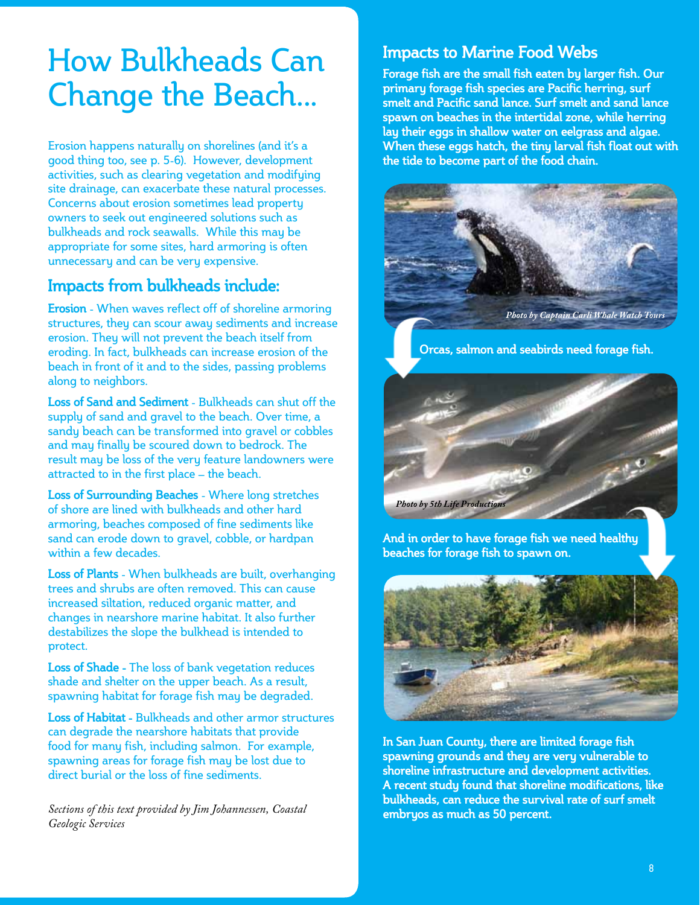# How Bulkheads Can Change the Beach...

Erosion happens naturally on shorelines (and it's a good thing too, see p. 5-6). However, development activities, such as clearing vegetation and modifying site drainage, can exacerbate these natural processes. Concerns about erosion sometimes lead property owners to seek out engineered solutions such as bulkheads and rock seawalls. While this may be appropriate for some sites, hard armoring is often unnecessary and can be very expensive.

## Impacts from bulkheads include:

**Erosion** - When waves reflect off of shoreline armoring structures, they can scour away sediments and increase erosion. They will not prevent the beach itself from eroding. In fact, bulkheads can increase erosion of the beach in front of it and to the sides, passing problems along to neighbors.

**Loss of Sand and Sediment** - Bulkheads can shut off the supply of sand and gravel to the beach. Over time, a sandy beach can be transformed into gravel or cobbles and may finally be scoured down to bedrock. The result may be loss of the very feature landowners were attracted to in the first place – the beach.

**Loss of Surrounding Beaches** - Where long stretches of shore are lined with bulkheads and other hard armoring, beaches composed of fine sediments like sand can erode down to gravel, cobble, or hardpan within a few decades.

**Loss of Plants** - When bulkheads are built, overhanging trees and shrubs are often removed. This can cause increased siltation, reduced organic matter, and changes in nearshore marine habitat. It also further destabilizes the slope the bulkhead is intended to protect.

**Loss of Shade** - The loss of bank vegetation reduces shade and shelter on the upper beach. As a result, spawning habitat for forage fish may be degraded.

**Loss of Habitat** - Bulkheads and other armor structures can degrade the nearshore habitats that provide food for many fish, including salmon. For example, spawning areas for forage fish may be lost due to direct burial or the loss of fine sediments.

*Sections of this text provided by Jim Johannessen, Coastal Geologic Services*

## Impacts to Marine Food Webs

**Forage fish are the small fish eaten by larger fish. Our primary forage fish species are Pacific herring, surf smelt and Pacific sand lance. Surf smelt and sand lance spawn on beaches in the intertidal zone, while herring lay their eggs in shallow water on eelgrass and algae. When these eggs hatch, the tiny larval fish float out with the tide to become part of the food chain.**

*Photo by Captain Carli Whale Watch Tours*

**Orcas, salmon and seabirds need forage fish.**

*Photo by 5th Life Productions*

**And in order to have forage fish we need healthy beaches for forage fish to spawn on.**

**In San Juan County, there are limited forage fish spawning grounds and they are very vulnerable to shoreline infrastructure and development activities. A recent study found that shoreline modifications, like bulkheads, can reduce the survival rate of surf smelt embryos as much as 50 percent.**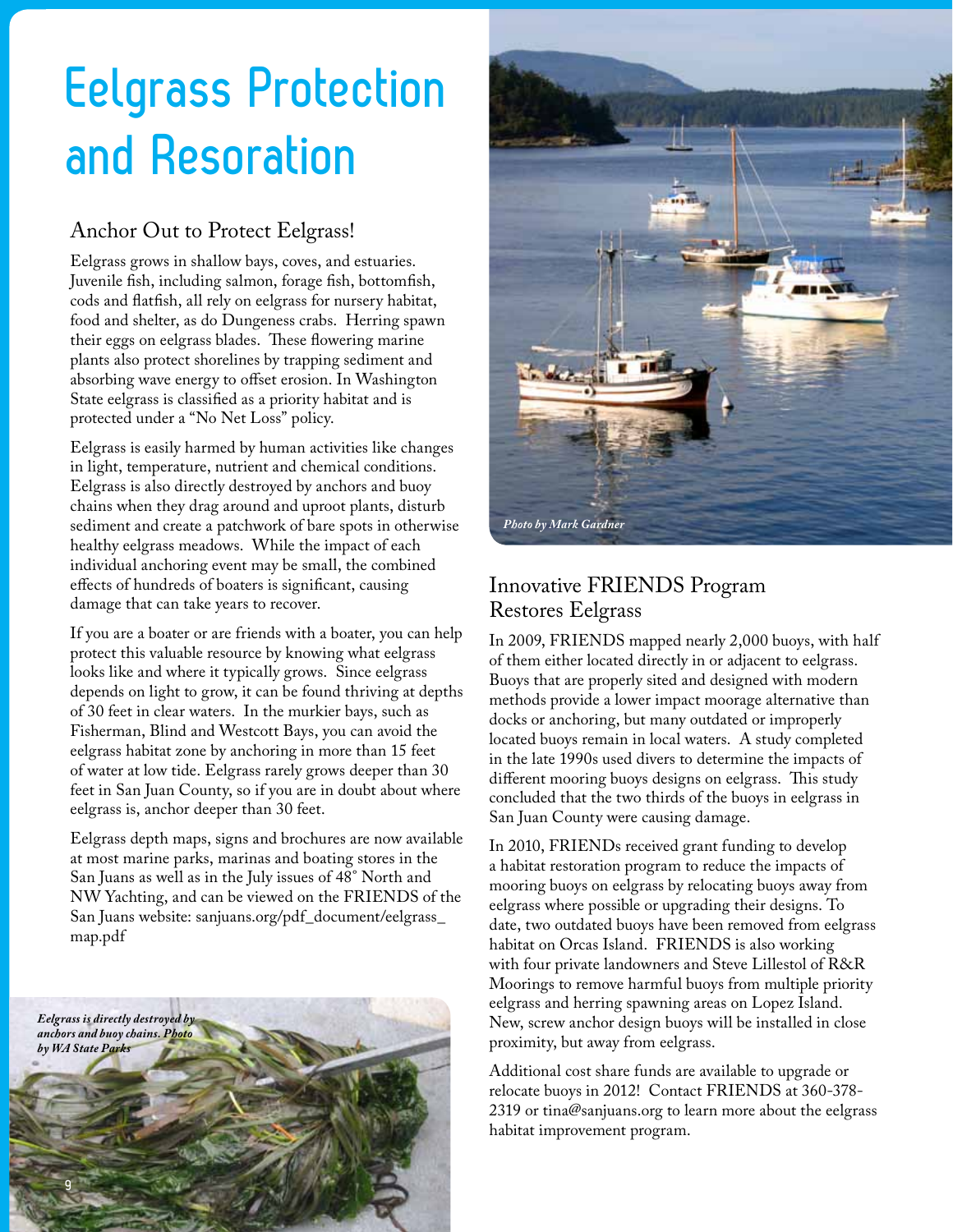# Eelgrass Protection and Resoration

## Anchor Out to Protect Eelgrass!

Eelgrass grows in shallow bays, coves, and estuaries. Juvenile fish, including salmon, forage fish, bottomfish, cods and flatfish, all rely on eelgrass for nursery habitat, food and shelter, as do Dungeness crabs. Herring spawn their eggs on eelgrass blades. These flowering marine plants also protect shorelines by trapping sediment and absorbing wave energy to offset erosion. In Washington State eelgrass is classified as a priority habitat and is protected under a "No Net Loss" policy.

Eelgrass is easily harmed by human activities like changes in light, temperature, nutrient and chemical conditions. Eelgrass is also directly destroyed by anchors and buoy chains when they drag around and uproot plants, disturb sediment and create a patchwork of bare spots in otherwise healthy eelgrass meadows. While the impact of each individual anchoring event may be small, the combined effects of hundreds of boaters is significant, causing damage that can take years to recover.

If you are a boater or are friends with a boater, you can help protect this valuable resource by knowing what eelgrass looks like and where it typically grows. Since eelgrass depends on light to grow, it can be found thriving at depths of 30 feet in clear waters. In the murkier bays, such as Fisherman, Blind and Westcott Bays, you can avoid the eelgrass habitat zone by anchoring in more than 15 feet of water at low tide. Eelgrass rarely grows deeper than 30 feet in San Juan County, so if you are in doubt about where eelgrass is, anchor deeper than 30 feet.

Eelgrass depth maps, signs and brochures are now available at most marine parks, marinas and boating stores in the San Juans as well as in the July issues of 48° North and NW Yachting, and can be viewed on the FRIENDS of the San Juans website: sanjuans.org/pdf_document/eelgrass_map.pdf

*Eelgrass is directly destroyed by anchors and buoy chains. Photo by WA State Parks*

*Photo by Mark Gardner*

## Innovative FRIENDS Program Restores Eelgrass

In 2009, FRIENDS mapped nearly 2,000 buoys, with half of them either located directly in or adjacent to eelgrass. Buoys that are properly sited and designed with modern methods provide a lower impact moorage alternative than docks or anchoring, but many outdated or improperly located buoys remain in local waters. A study completed in the late 1990s used divers to determine the impacts of different mooring buoys designs on eelgrass. This study concluded that the two thirds of the buoys in eelgrass in San Juan County were causing damage.

In 2010, FRIENDs received grant funding to develop a habitat restoration program to reduce the impacts of mooring buoys on eelgrass by relocating buoys away from eelgrass where possible or upgrading their designs. To date, two outdated buoys have been removed from eelgrass habitat on Orcas Island. FRIENDS is also working with four private landowners and Steve Lillestol of R&R Moorings to remove harmful buoys from multiple priority eelgrass and herring spawning areas on Lopez Island. New, screw anchor design buoys will be installed in close proximity, but away from eelgrass.

Additional cost share funds are available to upgrade or relocate buoys in 2012! Contact FRIENDS at 360-378-2319 or tina@sanjuans.org to learn more about the eelgrass habitat improvement program.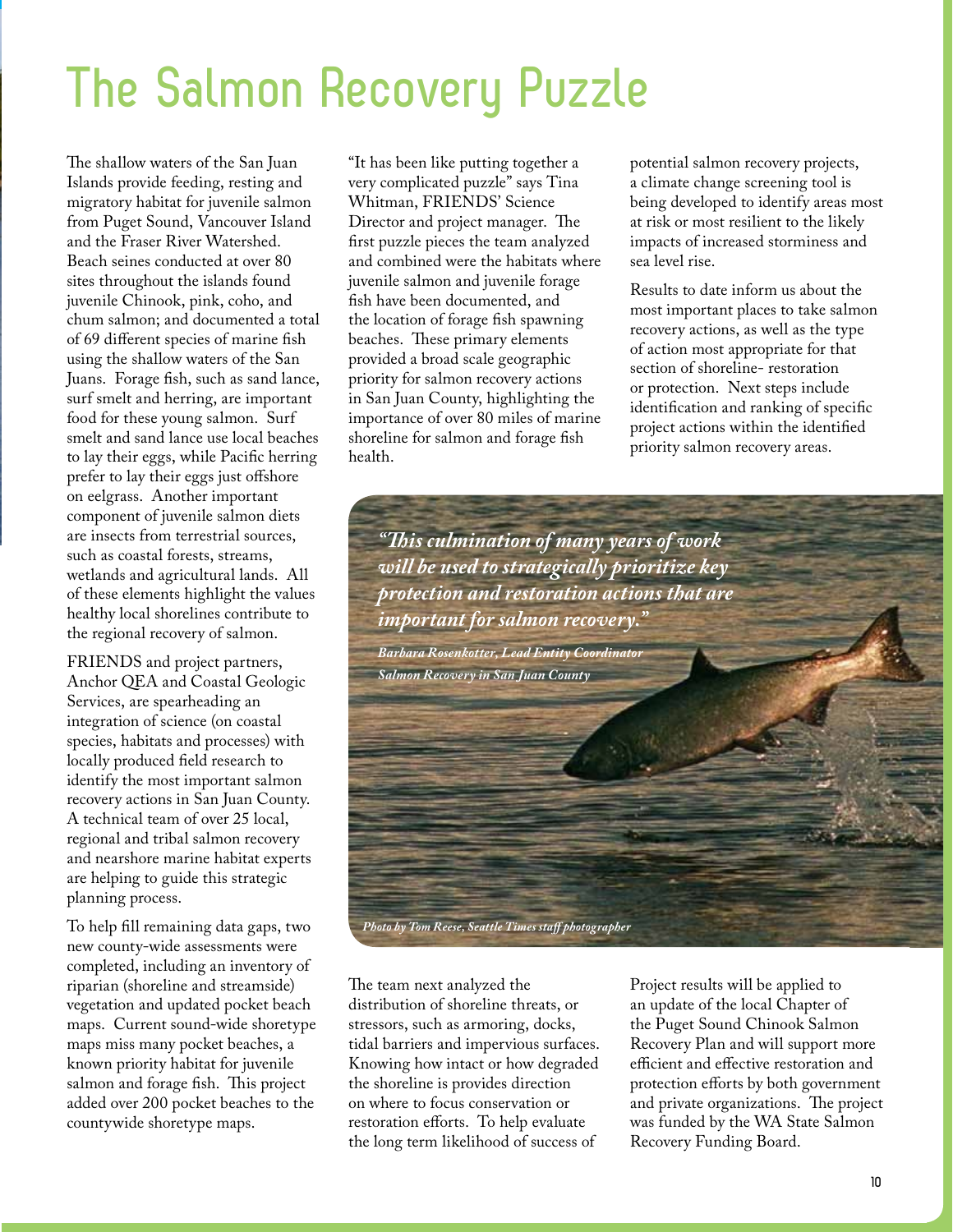# The Salmon Recovery Puzzle

The shallow waters of the San Juan Islands provide feeding, resting and migratory habitat for juvenile salmon from Puget Sound, Vancouver Island and the Fraser River Watershed. Beach seines conducted at over 80 sites throughout the islands found juvenile Chinook, pink, coho, and chum salmon; and documented a total of 69 different species of marine fish using the shallow waters of the San Juans. Forage fish, such as sand lance, surf smelt and herring, are important food for these young salmon. Surf smelt and sand lance use local beaches to lay their eggs, while Pacific herring prefer to lay their eggs just offshore on eelgrass. Another important component of juvenile salmon diets are insects from terrestrial sources, such as coastal forests, streams, wetlands and agricultural lands. All of these elements highlight the values healthy local shorelines contribute to the regional recovery of salmon.

FRIENDS and project partners, Anchor QEA and Coastal Geologic Services, are spearheading an integration of science (on coastal species, habitats and processes) with locally produced field research to identify the most important salmon recovery actions in San Juan County. A technical team of over 25 local, regional and tribal salmon recovery and nearshore marine habitat experts are helping to guide this strategic planning process.

To help fill remaining data gaps, two new county-wide assessments were completed, including an inventory of riparian (shoreline and streamside) vegetation and updated pocket beach maps. Current sound-wide shoretype maps miss many pocket beaches, a known priority habitat for juvenile salmon and forage fish. This project added over 200 pocket beaches to the countywide shoretype maps.

"It has been like putting together a very complicated puzzle" says Tina Whitman, FRIENDS' Science Director and project manager. The first puzzle pieces the team analyzed and combined were the habitats where juvenile salmon and juvenile forage fish have been documented, and the location of forage fish spawning beaches. These primary elements provided a broad scale geographic priority for salmon recovery actions in San Juan County, highlighting the importance of over 80 miles of marine shoreline for salmon and forage fish health.

The team next analyzed the distribution of shoreline threats, or stressors, such as armoring, docks, tidal barriers and impervious surfaces. Knowing how intact or how degraded the shoreline is provides direction on where to focus conservation or restoration efforts. To help evaluate the long term likelihood of success of potential salmon recovery projects, a climate change screening tool is being developed to identify areas most at risk or most resilient to the likely impacts of increased storminess and sea level rise.

Results to date inform us about the most important places to take salmon recovery actions, as well as the type of action most appropriate for that section of shoreline- restoration or protection. Next steps include identification and ranking of specific project actions within the identified priority salmon recovery areas.

*"This culmination of many years of work will be used to strategically prioritize key protection and restoration actions that are important for salmon recovery."*

*Barbara Rosenkotter, Lead Entity Coordinator Salmon Recovery in San Juan County*

*Photo by Tom Reese, Seattle Times staff photographer*

Project results will be applied to an update of the local Chapter of the Puget Sound Chinook Salmon Recovery Plan and will support more efficient and effective restoration and protection efforts by both government and private organizations. The project was funded by the WA State Salmon Recovery Funding Board.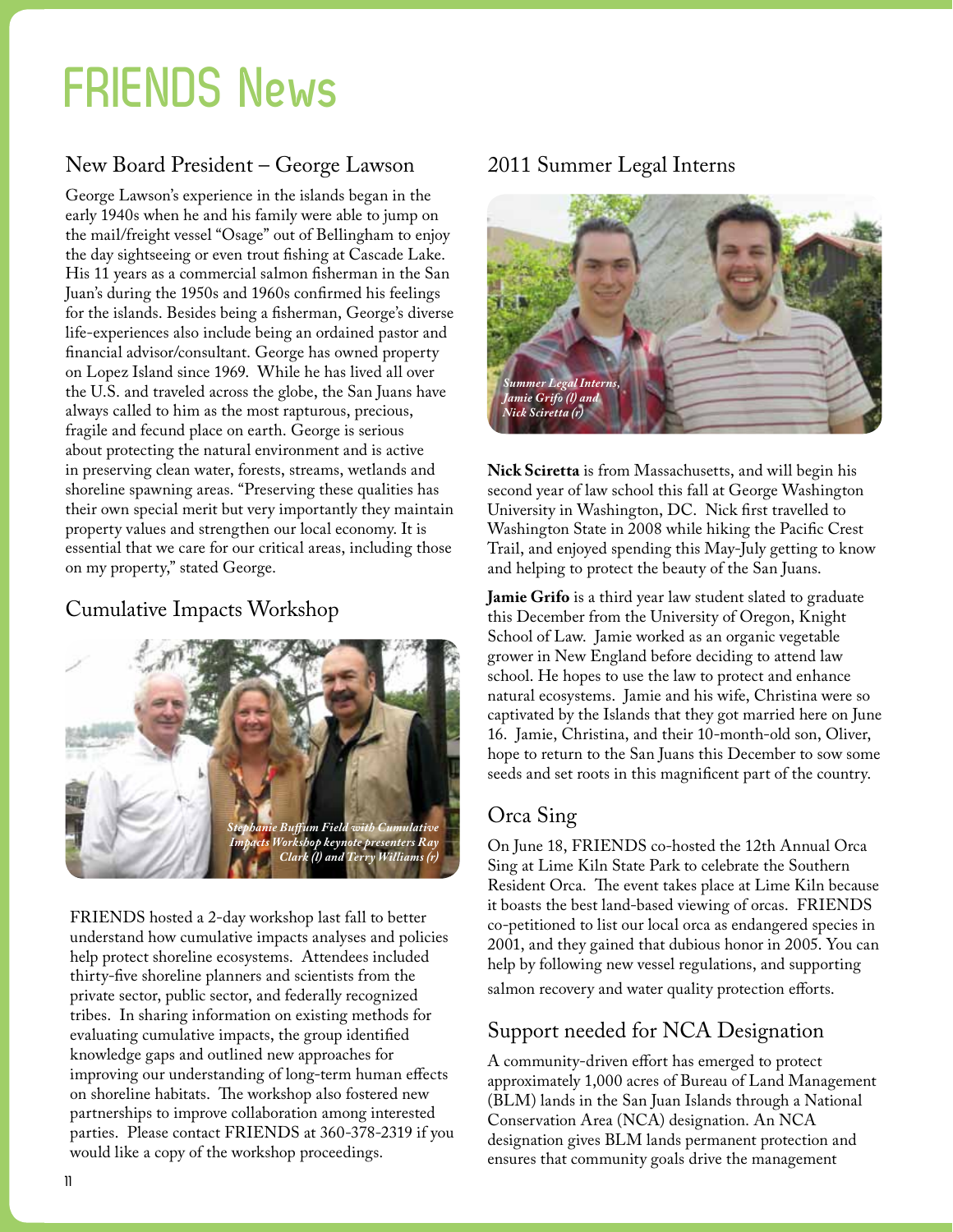# FRIENDS News

## New Board President – George Lawson

George Lawson's experience in the islands began in the early 1940s when he and his family were able to jump on the mail/freight vessel "Osage" out of Bellingham to enjoy the day sightseeing or even trout fishing at Cascade Lake. His 11 years as a commercial salmon fisherman in the San Juan's during the 1950s and 1960s confirmed his feelings for the islands. Besides being a fisherman, George's diverse life-experiences also include being an ordained pastor and financial advisor/consultant. George has owned property on Lopez Island since 1969. While he has lived all over the U.S. and traveled across the globe, the San Juans have always called to him as the most rapturous, precious, fragile and fecund place on earth. George is serious about protecting the natural environment and is active in preserving clean water, forests, streams, wetlands and shoreline spawning areas. "Preserving these qualities has their own special merit but very importantly they maintain property values and strengthen our local economy. It is essential that we care for our critical areas, including those on my property," stated George.

## Cumulative Impacts Workshop

*Stephanie Buffum Field with Cumulative Impacts Workshop keynote presenters Ray Clark (l) and Terry Williams (r)*

FRIENDS hosted a 2-day workshop last fall to better understand how cumulative impacts analyses and policies help protect shoreline ecosystems. Attendees included thirty-five shoreline planners and scientists from the private sector, public sector, and federally recognized tribes. In sharing information on existing methods for evaluating cumulative impacts, the group identified knowledge gaps and outlined new approaches for improving our understanding of long-term human effects on shoreline habitats. The workshop also fostered new partnerships to improve collaboration among interested parties. Please contact FRIENDS at 360-378-2319 if you would like a copy of the workshop proceedings.

## 2011 Summer Legal Interns

*Summer Legal Interns, Jamie Grifo (l) and Nick Sciretta (r)*

**Nick Sciretta** is from Massachusetts, and will begin his second year of law school this fall at George Washington University in Washington, DC. Nick first travelled to Washington State in 2008 while hiking the Pacific Crest Trail, and enjoyed spending this May-July getting to know and helping to protect the beauty of the San Juans.

**Jamie Grifo** is a third year law student slated to graduate this December from the University of Oregon, Knight School of Law. Jamie worked as an organic vegetable grower in New England before deciding to attend law school. He hopes to use the law to protect and enhance natural ecosystems. Jamie and his wife, Christina were so captivated by the Islands that they got married here on June 16. Jamie, Christina, and their 10-month-old son, Oliver, hope to return to the San Juans this December to sow some seeds and set roots in this magnificent part of the country.

## Orca Sing

On June 18, FRIENDS co-hosted the 12th Annual Orca Sing at Lime Kiln State Park to celebrate the Southern Resident Orca. The event takes place at Lime Kiln because it boasts the best land-based viewing of orcas. FRIENDS co-petitioned to list our local orca as endangered species in 2001, and they gained that dubious honor in 2005. You can help by following new vessel regulations, and supporting salmon recovery and water quality protection efforts.

## Support needed for NCA Designation

A community-driven effort has emerged to protect approximately 1,000 acres of Bureau of Land Management (BLM) lands in the San Juan Islands through a National Conservation Area (NCA) designation. An NCA designation gives BLM lands permanent protection and ensures that community goals drive the management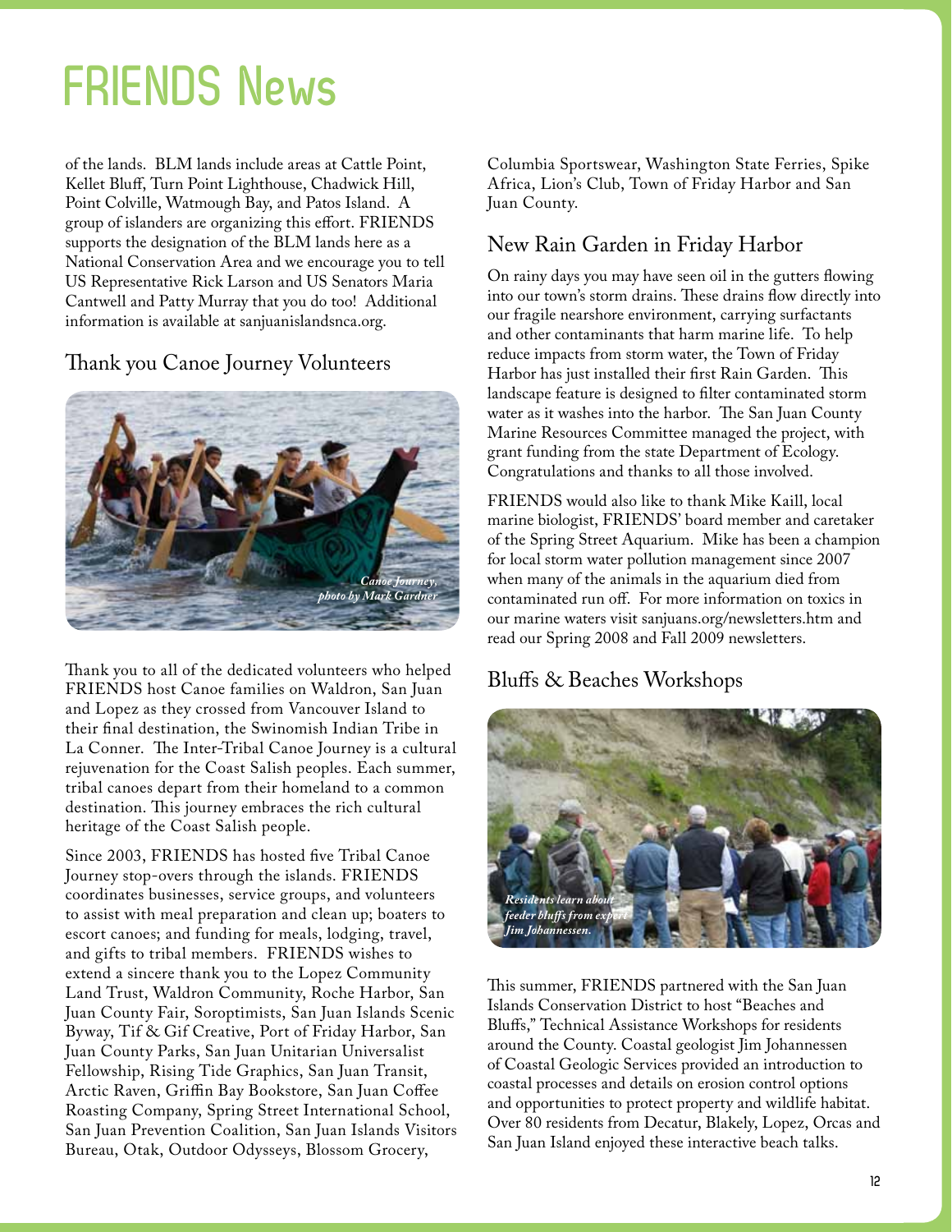# FRIENDS News

of the lands. BLM lands include areas at Cattle Point, Kellet Bluff, Turn Point Lighthouse, Chadwick Hill, Point Colville, Watmough Bay, and Patos Island. A group of islanders are organizing this effort. FRIENDS supports the designation of the BLM lands here as a National Conservation Area and we encourage you to tell US Representative Rick Larson and US Senators Maria Cantwell and Patty Murray that you do too! Additional information is available at sanjuanislandsnca.org.

## Thank you Canoe Journey Volunteers

*Canoe Journey, photo by Mark Gardner*

Thank you to all of the dedicated volunteers who helped FRIENDS host Canoe families on Waldron, San Juan and Lopez as they crossed from Vancouver Island to their final destination, the Swinomish Indian Tribe in La Conner. The Inter-Tribal Canoe Journey is a cultural rejuvenation for the Coast Salish peoples. Each summer, tribal canoes depart from their homeland to a common destination. This journey embraces the rich cultural heritage of the Coast Salish people.

Since 2003, FRIENDS has hosted five Tribal Canoe Journey stop-overs through the islands. FRIENDS coordinates businesses, service groups, and volunteers to assist with meal preparation and clean up; boaters to escort canoes; and funding for meals, lodging, travel, and gifts to tribal members. FRIENDS wishes to extend a sincere thank you to the Lopez Community Land Trust, Waldron Community, Roche Harbor, San Juan County Fair, Soroptimists, San Juan Islands Scenic Byway, Tif & Gif Creative, Port of Friday Harbor, San Juan County Parks, San Juan Unitarian Universalist Fellowship, Rising Tide Graphics, San Juan Transit, Arctic Raven, Griffin Bay Bookstore, San Juan Coffee Roasting Company, Spring Street International School, San Juan Prevention Coalition, San Juan Islands Visitors Bureau, Otak, Outdoor Odysseys, Blossom Grocery, Columbia Sportswear, Washington State Ferries, Spike Africa, Lion's Club, Town of Friday Harbor and San Juan County.

## New Rain Garden in Friday Harbor

On rainy days you may have seen oil in the gutters flowing into our town's storm drains. These drains flow directly into our fragile nearshore environment, carrying surfactants and other contaminants that harm marine life. To help reduce impacts from storm water, the Town of Friday Harbor has just installed their first Rain Garden. This landscape feature is designed to filter contaminated storm water as it washes into the harbor. The San Juan County Marine Resources Committee managed the project, with grant funding from the state Department of Ecology. Congratulations and thanks to all those involved.

FRIENDS would also like to thank Mike Kaill, local marine biologist, FRIENDS' board member and caretaker of the Spring Street Aquarium. Mike has been a champion for local storm water pollution management since 2007 when many of the animals in the aquarium died from contaminated run off. For more information on toxics in our marine waters visit sanjuans.org/newsletters.htm and read our Spring 2008 and Fall 2009 newsletters.

## Bluffs & Beaches Workshops

*Residents learn about feeder bluffs from expert Jim Johannessen.*

This summer, FRIENDS partnered with the San Juan Islands Conservation District to host "Beaches and Bluffs," Technical Assistance Workshops for residents around the County. Coastal geologist Jim Johannessen of Coastal Geologic Services provided an introduction to coastal processes and details on erosion control options and opportunities to protect property and wildlife habitat. Over 80 residents from Decatur, Blakely, Lopez, Orcas and San Juan Island enjoyed these interactive beach talks.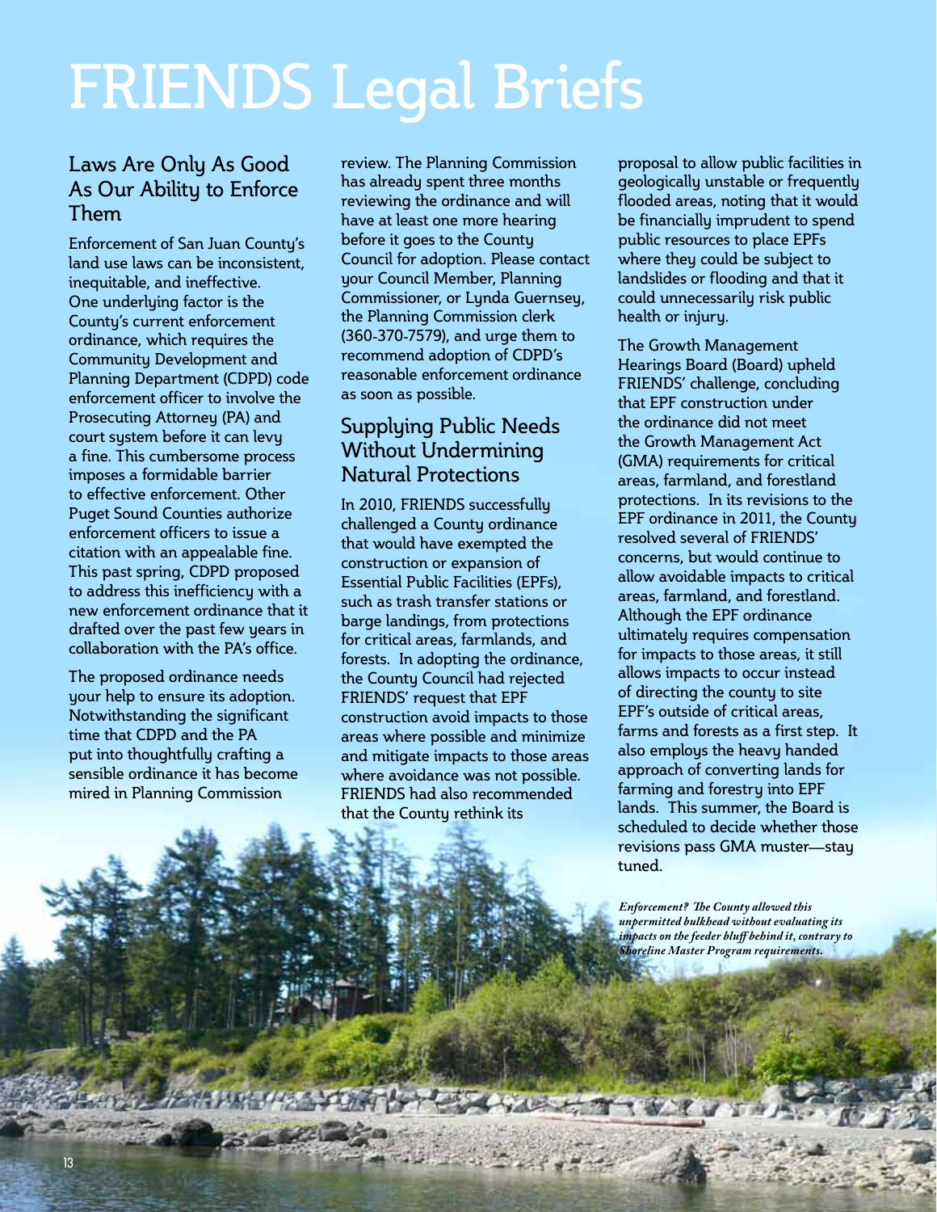# FRIENDS Legal Briefs

## Laws Are Only As Good As Our Ability to Enforce Them

Enforcement of San Juan County's land use laws can be inconsistent, inequitable, and ineffective. One underlying factor is the County's current enforcement ordinance, which requires the Community Development and Planning Department (CDPD) code enforcement officer to involve the Prosecuting Attorney (PA) and court system before it can levy a fine. This cumbersome process imposes a formidable barrier to effective enforcement. Other Puget Sound Counties authorize enforcement officers to issue a citation with an appealable fine. This past spring, CDPD proposed to address this inefficiency with a new enforcement ordinance that it drafted over the past few years in collaboration with the PA's office.

The proposed ordinance needs your help to ensure its adoption. Notwithstanding the significant time that CDPD and the PA put into thoughtfully crafting a sensible ordinance it has become mired in Planning Commission review. The Planning Commission has already spent three months reviewing the ordinance and will have at least one more hearing before it goes to the County Council for adoption. Please contact your Council Member, Planning Commissioner, or Lynda Guernsey, the Planning Commission clerk (360-370-7579), and urge them to recommend adoption of CDPD's reasonable enforcement ordinance as soon as possible.

## Supplying Public Needs Without Undermining Natural Protections

In 2010, FRIENDS successfully challenged a County ordinance that would have exempted the construction or expansion of Essential Public Facilities (EPFs), such as trash transfer stations or barge landings, from protections for critical areas, farmlands, and forests. In adopting the ordinance, the County Council had rejected FRIENDS' request that EPF construction avoid impacts to those areas where possible and minimize and mitigate impacts to those areas where avoidance was not possible. FRIENDS had also recommended that the County rethink its proposal to allow public facilities in geologically unstable or frequently flooded areas, noting that it would be financially imprudent to spend public resources to place EPFs where they could be subject to landslides or flooding and that it could unnecessarily risk public health or injury.

The Growth Management Hearings Board (Board) upheld FRIENDS' challenge, concluding that EPF construction under the ordinance did not meet the Growth Management Act (GMA) requirements for critical areas, farmland, and forestland protections. In its revisions to the EPF ordinance in 2011, the County resolved several of FRIENDS' concerns, but would continue to allow avoidable impacts to critical areas, farmland, and forestland. Although the EPF ordinance ultimately requires compensation for impacts to those areas, it still allows impacts to occur instead of directing the county to site EPF's outside of critical areas, farms and forests as a first step. It also employs the heavy handed approach of converting lands for farming and forestry into EPF lands. This summer, the Board is scheduled to decide whether those revisions pass GMA muster—stay tuned.

*Enforcement? The County allowed this unpermitted bulkhead without evaluating its impacts on the feeder bluff behind it, contrary to Shoreline Master Program requirements.*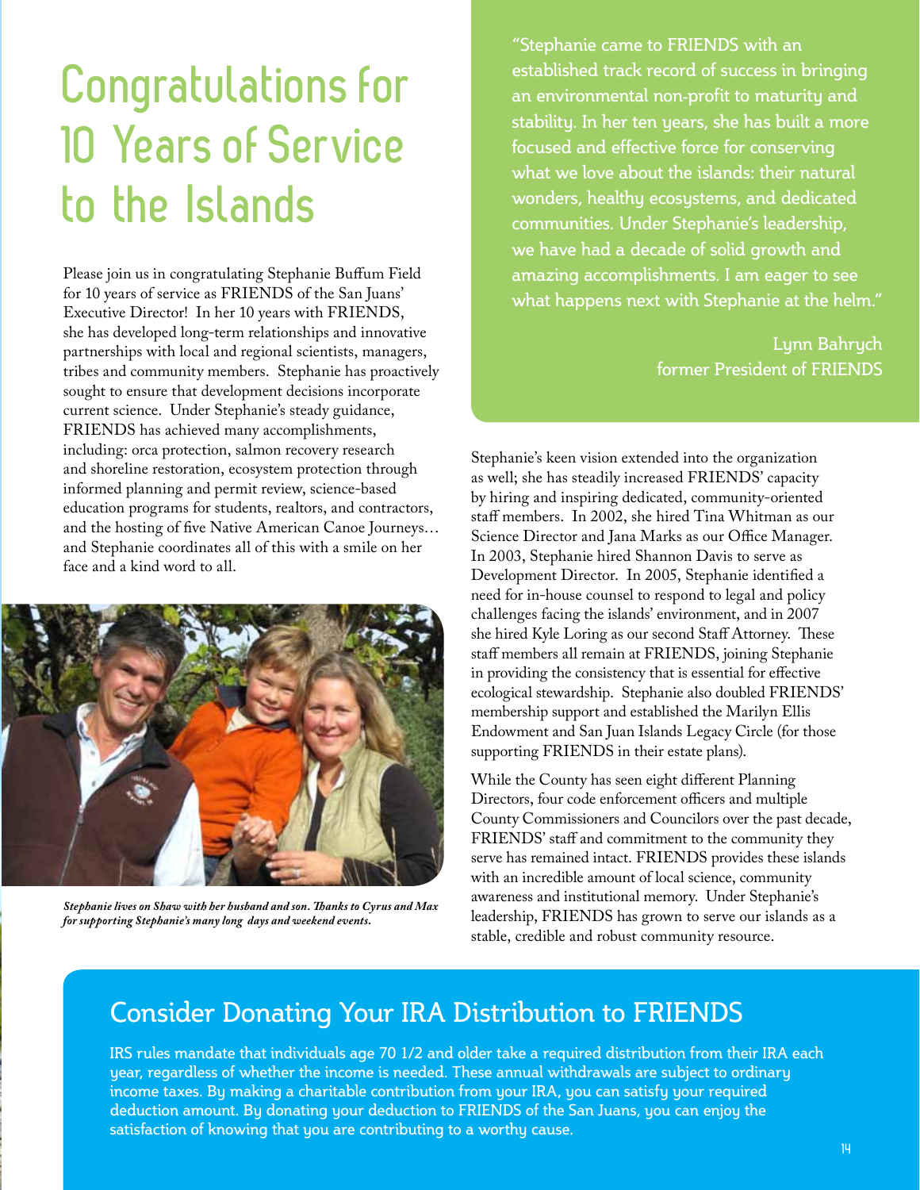# Congratulations for 10 Years of Service to the Islands

Please join us in congratulating Stephanie Buffum Field for 10 years of service as FRIENDS of the San Juans' Executive Director! In her 10 years with FRIENDS, she has developed long-term relationships and innovative partnerships with local and regional scientists, managers, tribes and community members. Stephanie has proactively sought to ensure that development decisions incorporate current science. Under Stephanie's steady guidance, FRIENDS has achieved many accomplishments, including: orca protection, salmon recovery research and shoreline restoration, ecosystem protection through informed planning and permit review, science-based education programs for students, realtors, and contractors, and the hosting of five Native American Canoe Journeys… and Stephanie coordinates all of this with a smile on her face and a kind word to all.

*Stephanie lives on Shaw with her husband and son. Thanks to Cyrus and Max for supporting Stephanie's many long days and weekend events.*

> "Stephanie came to FRIENDS with an established track record of success in bringing an environmental non-profit to maturity and stability. In her ten years, she has built a more focused and effective force for conserving what we love about the islands: their natural wonders, healthy ecosystems, and dedicated communities. Under Stephanie's leadership, we have had a decade of solid growth and amazing accomplishments. I am eager to see what happens next with Stephanie at the helm."
>
> Lynn Bahrych
> former President of FRIENDS

Stephanie's keen vision extended into the organization as well; she has steadily increased FRIENDS' capacity by hiring and inspiring dedicated, community-oriented staff members. In 2002, she hired Tina Whitman as our Science Director and Jana Marks as our Office Manager. In 2003, Stephanie hired Shannon Davis to serve as Development Director. In 2005, Stephanie identified a need for in-house counsel to respond to legal and policy challenges facing the islands' environment, and in 2007 she hired Kyle Loring as our second Staff Attorney. These staff members all remain at FRIENDS, joining Stephanie in providing the consistency that is essential for effective ecological stewardship. Stephanie also doubled FRIENDS' membership support and established the Marilyn Ellis Endowment and San Juan Islands Legacy Circle (for those supporting FRIENDS in their estate plans).

While the County has seen eight different Planning Directors, four code enforcement officers and multiple County Commissioners and Councilors over the past decade, FRIENDS' staff and commitment to the community they serve has remained intact. FRIENDS provides these islands with an incredible amount of local science, community awareness and institutional memory. Under Stephanie's leadership, FRIENDS has grown to serve our islands as a stable, credible and robust community resource.

## Consider Donating Your IRA Distribution to FRIENDS

IRS rules mandate that individuals age 70 1/2 and older take a required distribution from their IRA each year, regardless of whether the income is needed. These annual withdrawals are subject to ordinary income taxes. By making a charitable contribution from your IRA, you can satisfy your required deduction amount. By donating your deduction to FRIENDS of the San Juans, you can enjoy the satisfaction of knowing that you are contributing to a worthy cause.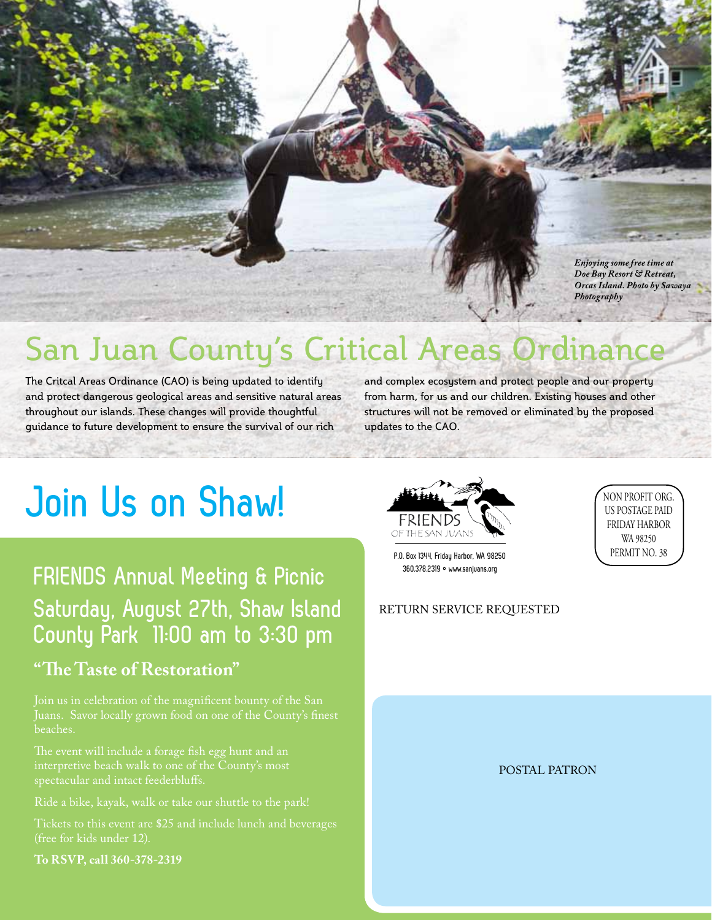*Enjoying some free time at Doe Bay Resort & Retreat, Orcas Island. Photo by Sawaya Photography*

# San Juan County's Critical Areas Ordinance

The Critcal Areas Ordinance (CAO) is being updated to identify and protect dangerous geological areas and sensitive natural areas throughout our islands. These changes will provide thoughtful guidance to future development to ensure the survival of our rich and complex ecosystem and protect people and our property from harm, for us and our children. Existing houses and other structures will not be removed or eliminated by the proposed updates to the CAO.

# Join Us on Shaw!

## FRIENDS Annual Meeting & Picnic Saturday, August 27th, Shaw Island County Park 11:00 am to 3:30 pm

### "The Taste of Restoration"

Join us in celebration of the magnificent bounty of the San Juans. Savor locally grown food on one of the County's finest beaches.

The event will include a forage fish egg hunt and an interpretive beach walk to one of the County's most spectacular and intact feederbluffs.

Ride a bike, kayak, walk or take our shuttle to the park!

Tickets to this event are $25 and include lunch and beverages (free for kids under 12).

**To RSVP, call 360-378-2319**

FRIENDS OF THE SAN JUANS

P.O. Box 1344, Friday Harbor, WA 98250
360.378.2319 • www.sanjuans.org

NON PROFIT ORG.
US POSTAGE PAID
FRIDAY HARBOR
WA 98250
PERMIT NO. 38

RETURN SERVICE REQUESTED

POSTAL PATRON